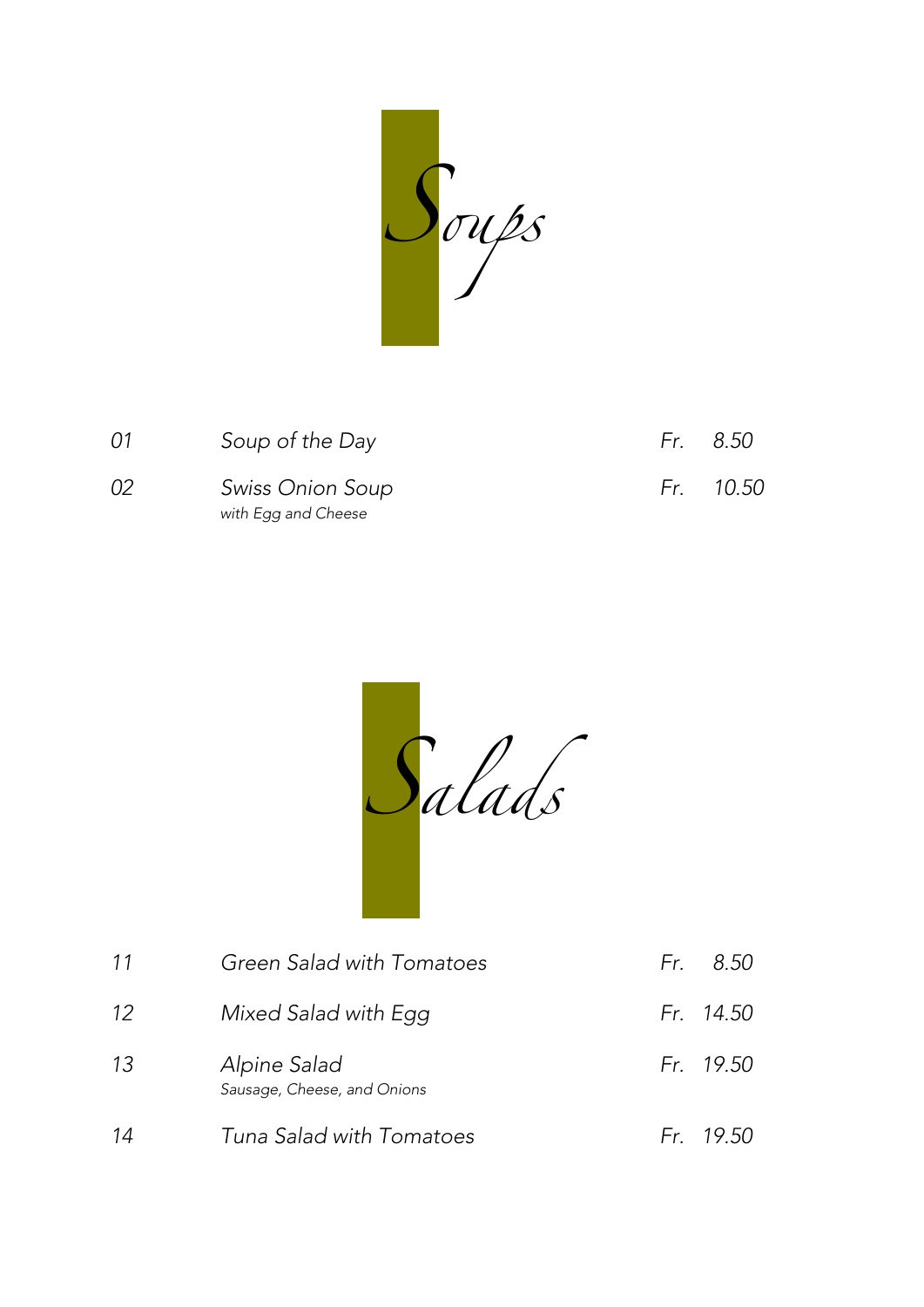# Soups

| | | |
|---|---|---|
| *01* | *Soup of the Day* | *Fr. 8.50* |
| *02* | *Swiss Onion Soup*<br>*with Egg and Cheese* | *Fr. 10.50* |

# Salads

| | | |
|---|---|---|
| *11* | *Green Salad with Tomatoes* | *Fr. 8.50* |
| *12* | *Mixed Salad with Egg* | *Fr. 14.50* |
| *13* | *Alpine Salad*<br>*Sausage, Cheese, and Onions* | *Fr. 19.50* |
| *14* | *Tuna Salad with Tomatoes* | *Fr. 19.50* |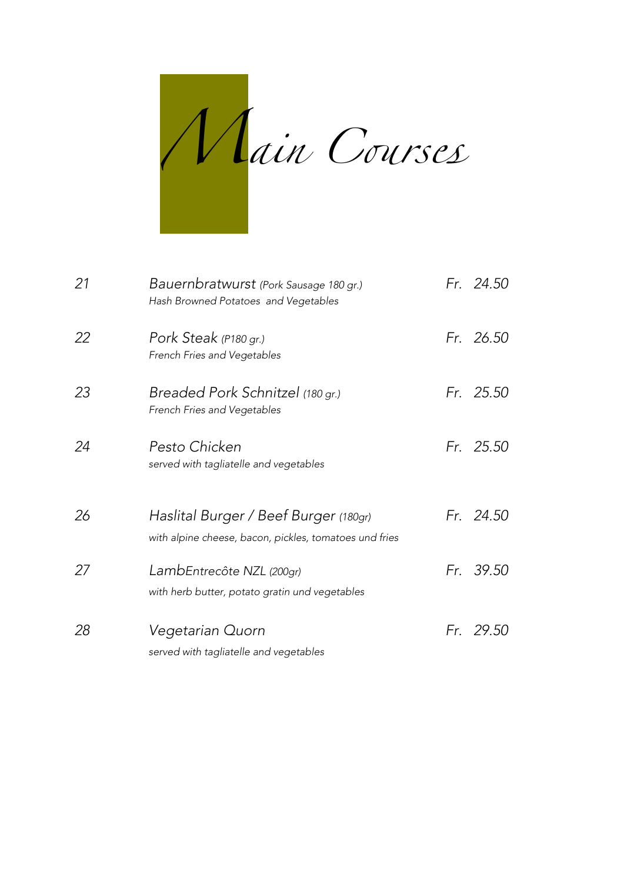# Main Courses

| | | |
|---|---|---|
| *21* | *Bauernbratwurst (Pork Sausage 180 gr.)*<br>*Hash Browned Potatoes and Vegetables* | *Fr. 24.50* |
| *22* | *Pork Steak (P180 gr.)*<br>*French Fries and Vegetables* | *Fr. 26.50* |
| *23* | *Breaded Pork Schnitzel (180 gr.)*<br>*French Fries and Vegetables* | *Fr. 25.50* |
| *24* | *Pesto Chicken*<br>*served with tagliatelle and vegetables* | *Fr. 25.50* |
| *26* | *Haslital Burger / Beef Burger (180gr)*<br>*with alpine cheese, bacon, pickles, tomatoes und fries* | *Fr. 24.50* |
| *27* | *LambEntrecôte NZL (200gr)*<br>*with herb butter, potato gratin und vegetables* | *Fr. 39.50* |
| *28* | *Vegetarian Quorn*<br>*served with tagliatelle and vegetables* | *Fr. 29.50* |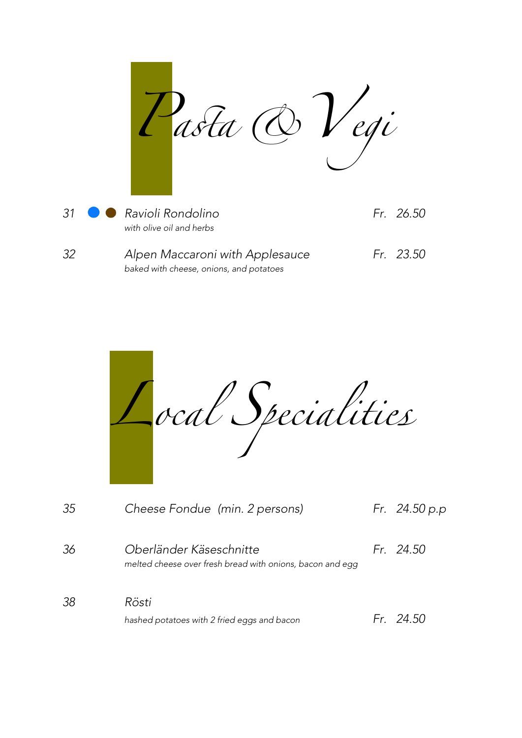# Pasta & Vegi

*31* *Ravioli Rondolino* — *Fr. 26.50*
*with olive oil and herbs*

*32* *Alpen Maccaroni with Applesauce* — *Fr. 23.50*
*baked with cheese, onions, and potatoes*

# Local Specialities

*35* *Cheese Fondue (min. 2 persons)* — *Fr. 24.50 p.p*

*36* *Oberländer Käseschnitte* — *Fr. 24.50*
*melted cheese over fresh bread with onions, bacon and egg*

*38* *Rösti* — *Fr. 24.50*
*hashed potatoes with 2 fried eggs and bacon*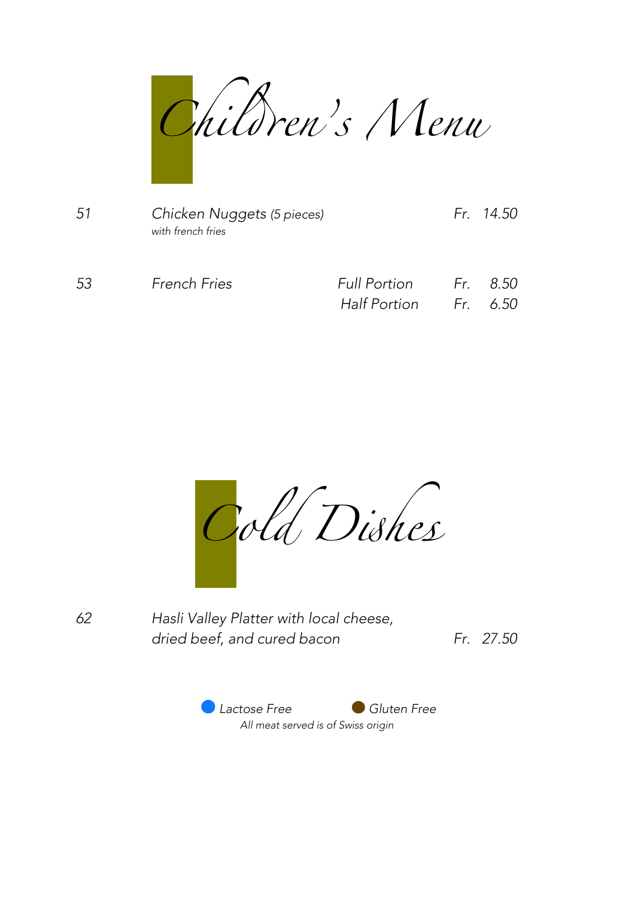# Children's Menu

| | | | |
|---|---|---|---|
| 51 | *Chicken Nuggets (5 pieces)*<br>*with french fries* | | *Fr. 14.50* |
| 53 | *French Fries* | *Full Portion* | *Fr. 8.50* |
| | | *Half Portion* | *Fr. 6.50* |

# Cold Dishes

| | | |
|---|---|---|
| 62 | *Hasli Valley Platter with local cheese, dried beef, and cured bacon* | *Fr. 27.50* |

*Lactose Free* *Gluten Free*

*All meat served is of Swiss origin*